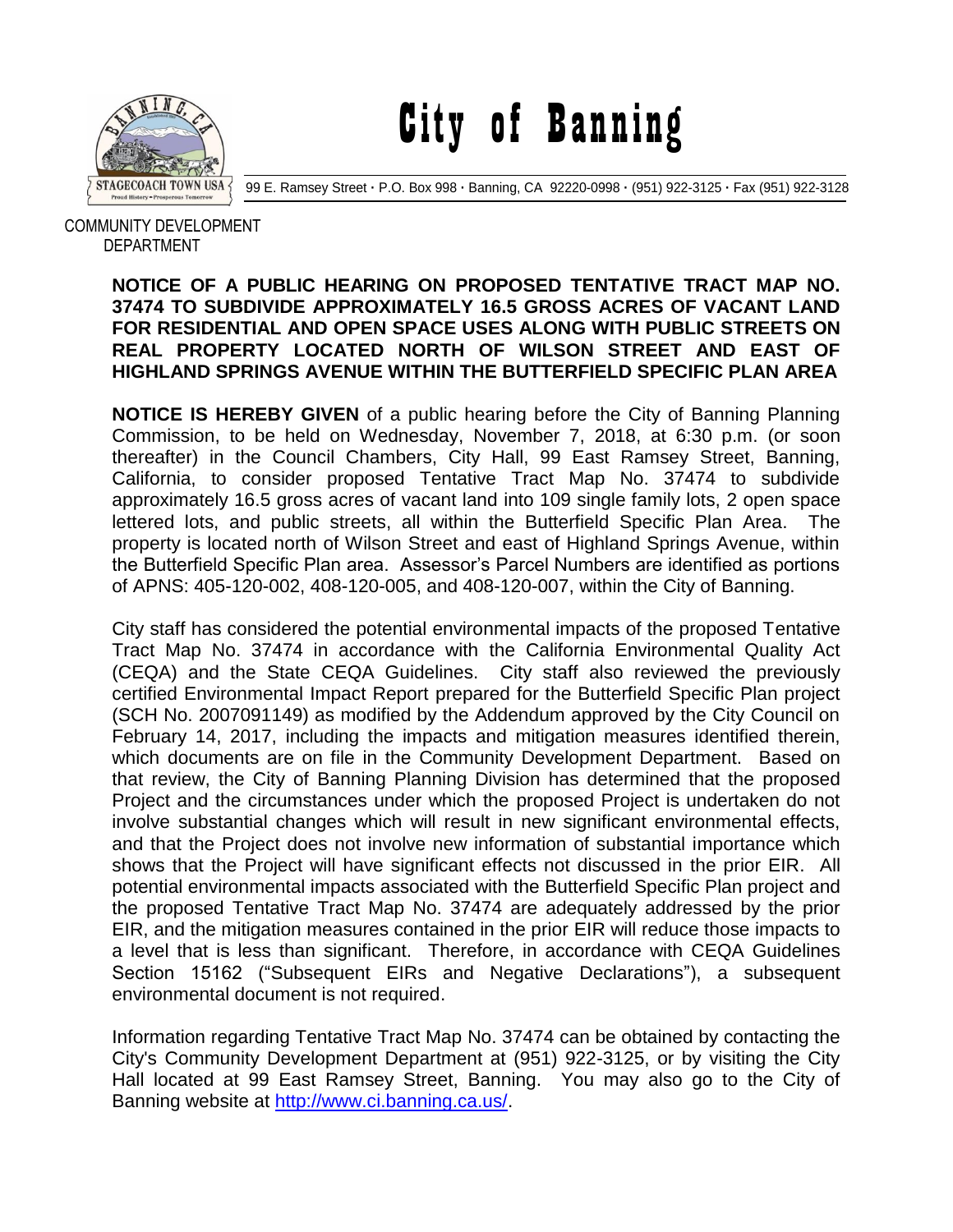# City of Banning

99 E. Ramsey Street · P.O. Box 998 · Banning, CA 92220-0998 · (951) 922-3125 · Fax (951) 922-3128

COMMUNITY DEVELOPMENT DEPARTMENT

**NOTICE OF A PUBLIC HEARING ON PROPOSED TENTATIVE TRACT MAP NO. 37474 TO SUBDIVIDE APPROXIMATELY 16.5 GROSS ACRES OF VACANT LAND FOR RESIDENTIAL AND OPEN SPACE USES ALONG WITH PUBLIC STREETS ON REAL PROPERTY LOCATED NORTH OF WILSON STREET AND EAST OF HIGHLAND SPRINGS AVENUE WITHIN THE BUTTERFIELD SPECIFIC PLAN AREA**

**NOTICE IS HEREBY GIVEN** of a public hearing before the City of Banning Planning Commission, to be held on Wednesday, November 7, 2018, at 6:30 p.m. (or soon thereafter) in the Council Chambers, City Hall, 99 East Ramsey Street, Banning, California, to consider proposed Tentative Tract Map No. 37474 to subdivide approximately 16.5 gross acres of vacant land into 109 single family lots, 2 open space lettered lots, and public streets, all within the Butterfield Specific Plan Area. The property is located north of Wilson Street and east of Highland Springs Avenue, within the Butterfield Specific Plan area. Assessor's Parcel Numbers are identified as portions of APNS: 405-120-002, 408-120-005, and 408-120-007, within the City of Banning.

City staff has considered the potential environmental impacts of the proposed Tentative Tract Map No. 37474 in accordance with the California Environmental Quality Act (CEQA) and the State CEQA Guidelines. City staff also reviewed the previously certified Environmental Impact Report prepared for the Butterfield Specific Plan project (SCH No. 2007091149) as modified by the Addendum approved by the City Council on February 14, 2017, including the impacts and mitigation measures identified therein, which documents are on file in the Community Development Department. Based on that review, the City of Banning Planning Division has determined that the proposed Project and the circumstances under which the proposed Project is undertaken do not involve substantial changes which will result in new significant environmental effects, and that the Project does not involve new information of substantial importance which shows that the Project will have significant effects not discussed in the prior EIR. All potential environmental impacts associated with the Butterfield Specific Plan project and the proposed Tentative Tract Map No. 37474 are adequately addressed by the prior EIR, and the mitigation measures contained in the prior EIR will reduce those impacts to a level that is less than significant. Therefore, in accordance with CEQA Guidelines Section 15162 ("Subsequent EIRs and Negative Declarations"), a subsequent environmental document is not required.

Information regarding Tentative Tract Map No. 37474 can be obtained by contacting the City's Community Development Department at (951) 922-3125, or by visiting the City Hall located at 99 East Ramsey Street, Banning. You may also go to the City of Banning website at http://www.ci.banning.ca.us/.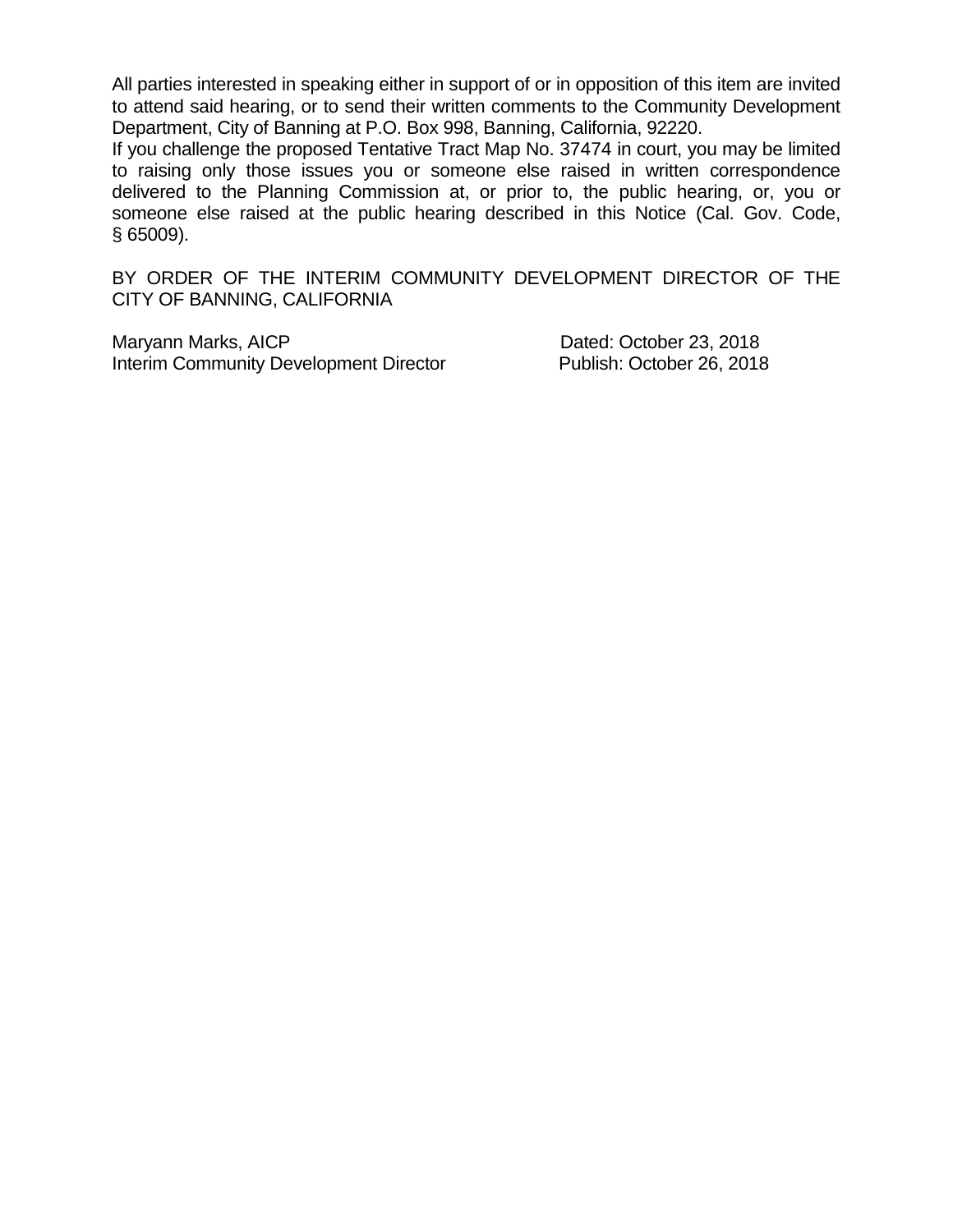All parties interested in speaking either in support of or in opposition of this item are invited to attend said hearing, or to send their written comments to the Community Development Department, City of Banning at P.O. Box 998, Banning, California, 92220.

If you challenge the proposed Tentative Tract Map No. 37474 in court, you may be limited to raising only those issues you or someone else raised in written correspondence delivered to the Planning Commission at, or prior to, the public hearing, or, you or someone else raised at the public hearing described in this Notice (Cal. Gov. Code, § 65009).

BY ORDER OF THE INTERIM COMMUNITY DEVELOPMENT DIRECTOR OF THE CITY OF BANNING, CALIFORNIA

Maryann Marks, AICP
Interim Community Development Director

Dated: October 23, 2018
Publish: October 26, 2018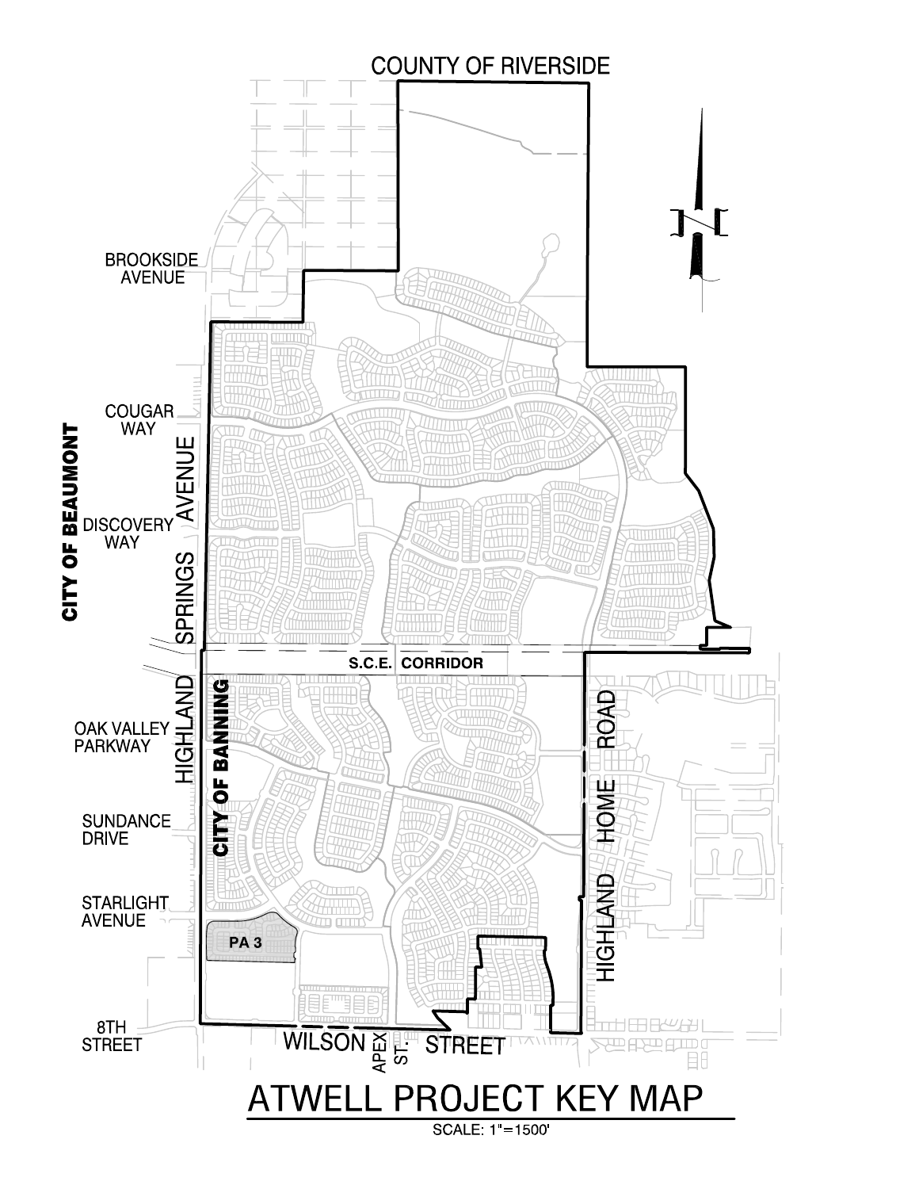COUNTY OF RIVERSIDE

BROOKSIDE AVENUE

COUGAR WAY

DISCOVERY WAY

CITY OF BEAUMONT

HIGHLAND SPRINGS AVENUE

S.C.E. CORRIDOR

OAK VALLEY PARKWAY

SUNDANCE DRIVE

STARLIGHT AVENUE

CITY OF BANNING

PA 3

HIGHLAND HOME ROAD

8TH STREET

WILSON STREET

APEX ST.

# ATWELL PROJECT KEY MAP

SCALE: 1"=1500'